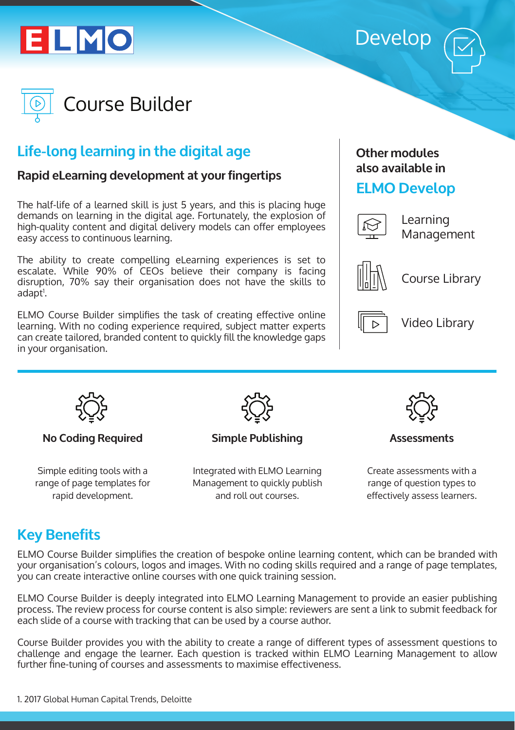ELMO

Develop

# Course Builder

## Life-long learning in the digital age

### Rapid eLearning development at your fingertips

The half-life of a learned skill is just 5 years, and this is placing huge demands on learning in the digital age. Fortunately, the explosion of high-quality content and digital delivery models can offer employees easy access to continuous learning.

The ability to create compelling eLearning experiences is set to escalate. While 90% of CEOs believe their company is facing disruption, 70% say their organisation does not have the skills to adapt[1].

ELMO Course Builder simplifies the task of creating effective online learning. With no coding experience required, subject matter experts can create tailored, branded content to quickly fill the knowledge gaps in your organisation.

**Other modules also available in**

**ELMO Develop**

- Learning Management
- Course Library
- Video Library

### No Coding Required

Simple editing tools with a range of page templates for rapid development.

### Simple Publishing

Integrated with ELMO Learning Management to quickly publish and roll out courses.

### Assessments

Create assessments with a range of question types to effectively assess learners.

## Key Benefits

ELMO Course Builder simplifies the creation of bespoke online learning content, which can be branded with your organisation's colours, logos and images. With no coding skills required and a range of page templates, you can create interactive online courses with one quick training session.

ELMO Course Builder is deeply integrated into ELMO Learning Management to provide an easier publishing process. The review process for course content is also simple: reviewers are sent a link to submit feedback for each slide of a course with tracking that can be used by a course author.

Course Builder provides you with the ability to create a range of different types of assessment questions to challenge and engage the learner. Each question is tracked within ELMO Learning Management to allow further fine-tuning of courses and assessments to maximise effectiveness.

1. 2017 Global Human Capital Trends, Deloitte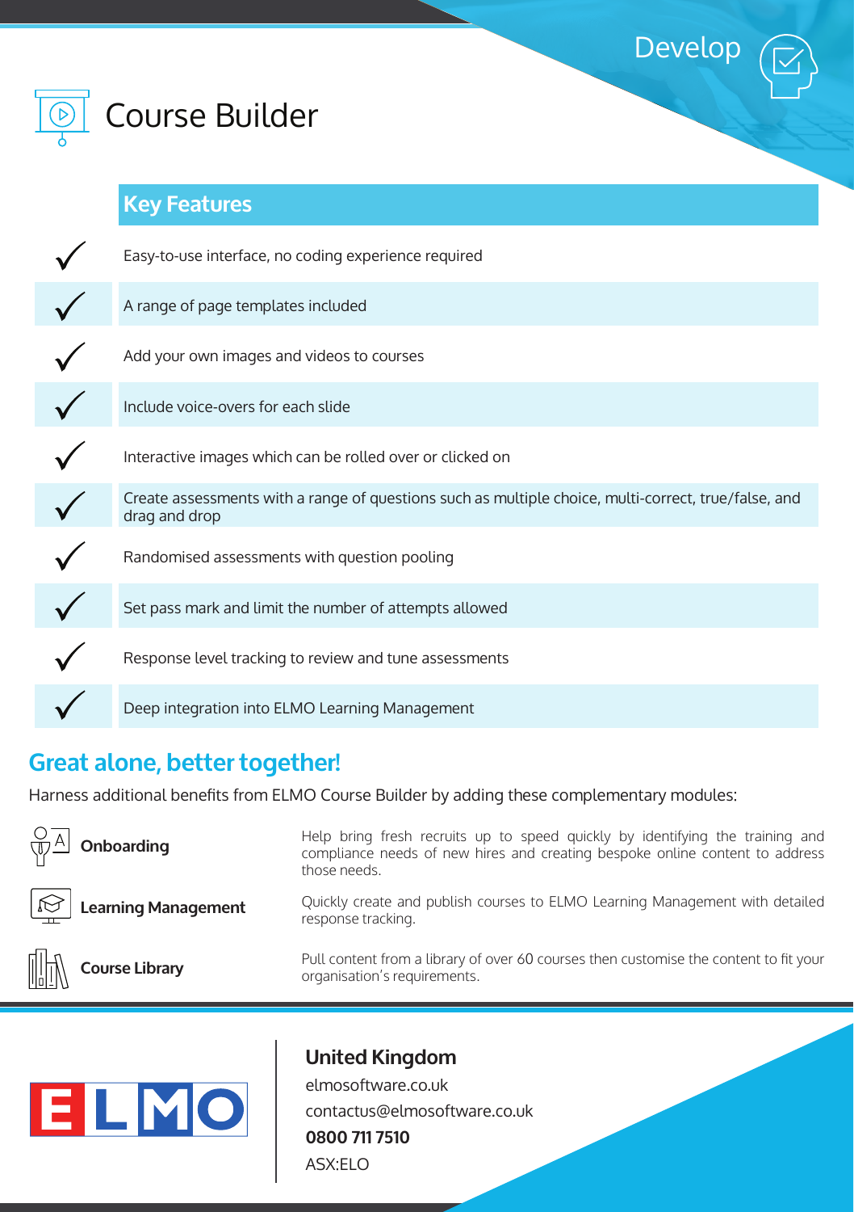Develop

# Course Builder

## Key Features

- ✓ Easy-to-use interface, no coding experience required
- ✓ A range of page templates included
- ✓ Add your own images and videos to courses
- ✓ Include voice-overs for each slide
- ✓ Interactive images which can be rolled over or clicked on
- ✓ Create assessments with a range of questions such as multiple choice, multi-correct, true/false, and drag and drop
- ✓ Randomised assessments with question pooling
- ✓ Set pass mark and limit the number of attempts allowed
- ✓ Response level tracking to review and tune assessments
- ✓ Deep integration into ELMO Learning Management

## Great alone, better together!

Harness additional benefits from ELMO Course Builder by adding these complementary modules:

**Onboarding** — Help bring fresh recruits up to speed quickly by identifying the training and compliance needs of new hires and creating bespoke online content to address those needs.

**Learning Management** — Quickly create and publish courses to ELMO Learning Management with detailed response tracking.

**Course Library** — Pull content from a library of over 60 courses then customise the content to fit your organisation's requirements.

ELMO

**United Kingdom**
elmosoftware.co.uk
contactus@elmosoftware.co.uk
**0800 711 7510**
ASX:ELO